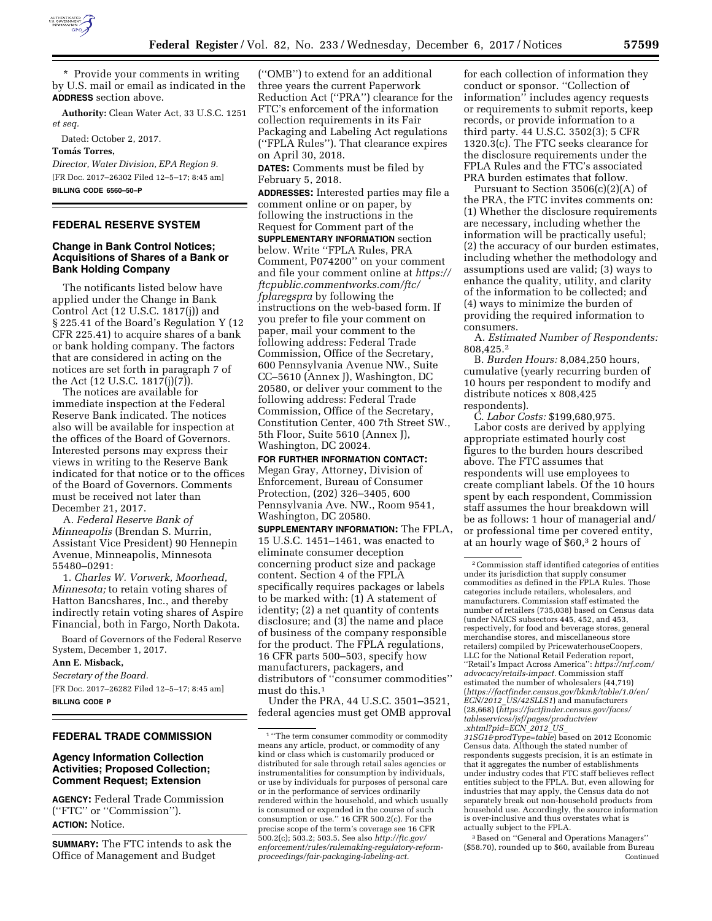* Provide your comments in writing by U.S. mail or email as indicated in the **ADDRESS** section above.

**Authority:** Clean Water Act, 33 U.S.C. 1251 *et seq.*

Dated: October 2, 2017.

**Tomás Torres,**

*Director, Water Division, EPA Region 9.*

[FR Doc. 2017–26302 Filed 12–5–17; 8:45 am]

**BILLING CODE 6560–50–P**

## FEDERAL RESERVE SYSTEM

### Change in Bank Control Notices; Acquisitions of Shares of a Bank or Bank Holding Company

The notificants listed below have applied under the Change in Bank Control Act (12 U.S.C. 1817(j)) and § 225.41 of the Board's Regulation Y (12 CFR 225.41) to acquire shares of a bank or bank holding company. The factors that are considered in acting on the notices are set forth in paragraph 7 of the Act (12 U.S.C. 1817(j)(7)).

The notices are available for immediate inspection at the Federal Reserve Bank indicated. The notices also will be available for inspection at the offices of the Board of Governors. Interested persons may express their views in writing to the Reserve Bank indicated for that notice or to the offices of the Board of Governors. Comments must be received not later than December 21, 2017.

A. *Federal Reserve Bank of Minneapolis* (Brendan S. Murrin, Assistant Vice President) 90 Hennepin Avenue, Minneapolis, Minnesota 55480–0291:

1. *Charles W. Vorwerk, Moorhead, Minnesota;* to retain voting shares of Hatton Bancshares, Inc., and thereby indirectly retain voting shares of Aspire Financial, both in Fargo, North Dakota.

Board of Governors of the Federal Reserve System, December 1, 2017.

**Ann E. Misback,**

*Secretary of the Board.*

[FR Doc. 2017–26282 Filed 12–5–17; 8:45 am]

**BILLING CODE P**

## FEDERAL TRADE COMMISSION

### Agency Information Collection Activities; Proposed Collection; Comment Request; Extension

**AGENCY:** Federal Trade Commission (''FTC'' or ''Commission'').

**ACTION:** Notice.

**SUMMARY:** The FTC intends to ask the Office of Management and Budget (''OMB'') to extend for an additional three years the current Paperwork Reduction Act (''PRA'') clearance for the FTC's enforcement of the information collection requirements in its Fair Packaging and Labeling Act regulations (''FPLA Rules''). That clearance expires on April 30, 2018.

**DATES:** Comments must be filed by February 5, 2018.

**ADDRESSES:** Interested parties may file a comment online or on paper, by following the instructions in the Request for Comment part of the **SUPPLEMENTARY INFORMATION** section below. Write ''FPLA Rules, PRA Comment, P074200'' on your comment and file your comment online at *https://ftcpublic.commentworks.com/ftc/fplaregspra* by following the instructions on the web-based form. If you prefer to file your comment on paper, mail your comment to the following address: Federal Trade Commission, Office of the Secretary, 600 Pennsylvania Avenue NW., Suite CC–5610 (Annex J), Washington, DC 20580, or deliver your comment to the following address: Federal Trade Commission, Office of the Secretary, Constitution Center, 400 7th Street SW., 5th Floor, Suite 5610 (Annex J), Washington, DC 20024.

**FOR FURTHER INFORMATION CONTACT:** Megan Gray, Attorney, Division of Enforcement, Bureau of Consumer Protection, (202) 326–3405, 600 Pennsylvania Ave. NW., Room 9541, Washington, DC 20580.

**SUPPLEMENTARY INFORMATION:** The FPLA, 15 U.S.C. 1451–1461, was enacted to eliminate consumer deception concerning product size and package content. Section 4 of the FPLA specifically requires packages or labels to be marked with: (1) A statement of identity; (2) a net quantity of contents disclosure; and (3) the name and place of business of the company responsible for the product. The FPLA regulations, 16 CFR parts 500–503, specify how manufacturers, packagers, and distributors of ''consumer commodities'' must do this.[1]

Under the PRA, 44 U.S.C. 3501–3521, federal agencies must get OMB approval for each collection of information they conduct or sponsor. ''Collection of information'' includes agency requests or requirements to submit reports, keep records, or provide information to a third party. 44 U.S.C. 3502(3); 5 CFR 1320.3(c). The FTC seeks clearance for the disclosure requirements under the FPLA Rules and the FTC's associated PRA burden estimates that follow.

Pursuant to Section 3506(c)(2)(A) of the PRA, the FTC invites comments on: (1) Whether the disclosure requirements are necessary, including whether the information will be practically useful; (2) the accuracy of our burden estimates, including whether the methodology and assumptions used are valid; (3) ways to enhance the quality, utility, and clarity of the information to be collected; and (4) ways to minimize the burden of providing the required information to consumers.

A. *Estimated Number of Respondents:* 808,425.[2]

B. *Burden Hours:* 8,084,250 hours, cumulative (yearly recurring burden of 10 hours per respondent to modify and distribute notices x 808,425 respondents).

C. *Labor Costs:* $199,680,975.

Labor costs are derived by applying appropriate estimated hourly cost figures to the burden hours described above. The FTC assumes that respondents will use employees to create compliant labels. Of the 10 hours spent by each respondent, Commission staff assumes the hour breakdown will be as follows: 1 hour of managerial and/or professional time per covered entity, at an hourly wage of $60,[3] 2 hours of

---

[1] ''The term consumer commodity or commodity means any article, product, or commodity of any kind or class which is customarily produced or distributed for sale through retail sales agencies or instrumentalities for consumption by individuals, or use by individuals for purposes of personal care or in the performance of services ordinarily rendered within the household, and which usually is consumed or expended in the course of such consumption or use.'' 16 CFR 500.2(c). For the precise scope of the term's coverage see 16 CFR 500.2(c); 503.2; 503.5. See also *http://ftc.gov/enforcement/rules/rulemaking-regulatory-reform-proceedings/fair-packaging-labeling-act.*

[2] Commission staff identified categories of entities under its jurisdiction that supply consumer commodities as defined in the FPLA Rules. Those categories include retailers, wholesalers, and manufacturers. Commission staff estimated the number of retailers (735,038) based on Census data (under NAICS subsectors 445, 452, and 453, respectively, for food and beverage stores, general merchandise stores, and miscellaneous store retailers) compiled by PricewaterhouseCoopers, LLC for the National Retail Federation report, ''Retail's Impact Across America'': *https://nrf.com/advocacy/retails-impact.* Commission staff estimated the number of wholesalers (44,719) (*https://factfinder.census.gov/bkmk/table/1.0/en/ECN/2012_US/42SLLS1*) and manufacturers (28,668) (*https://factfinder.census.gov/faces/tableservices/jsf/pages/productview.xhtml?pid=ECN_2012_US_31SG1&prodType=table*) based on 2012 Economic Census data. Although the stated number of respondents suggests precision, it is an estimate in that it aggregates the number of establishments under industry codes that FTC staff believes reflect entities subject to the FPLA. But, even allowing for industries that may apply, the Census data do not separately break out non-household products from household use. Accordingly, the source information is over-inclusive and thus overstates what is actually subject to the FPLA.

[3] Based on ''General and Operations Managers'' ($58.70), rounded up to $60, available from Bureau Continued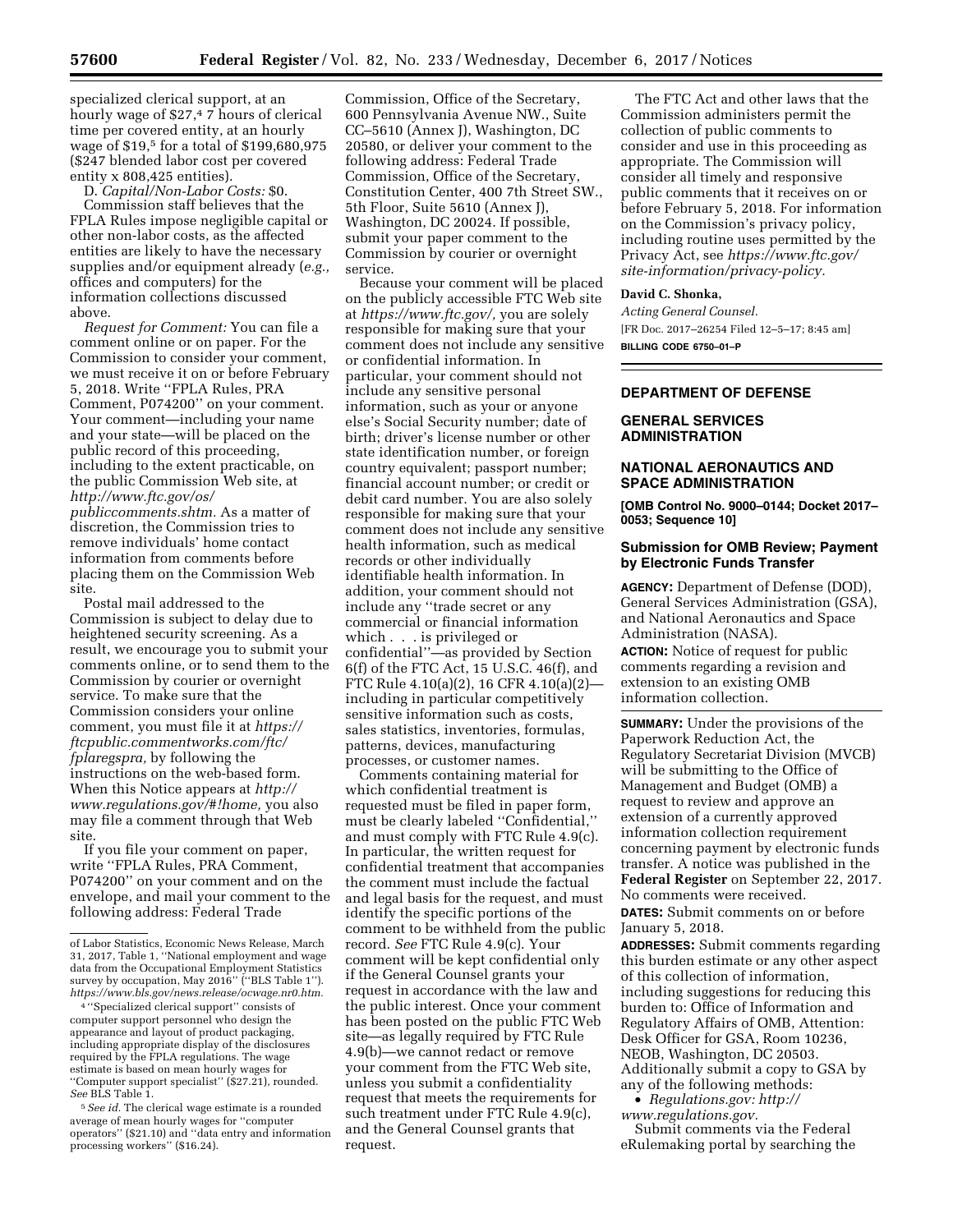specialized clerical support, at an hourly wage of $27,[4] 7 hours of clerical time per covered entity, at an hourly wage of $19,[5] for a total of $199,680,975 ($247 blended labor cost per covered entity x 808,425 entities).

D. *Capital/Non-Labor Costs:* $0.

Commission staff believes that the FPLA Rules impose negligible capital or other non-labor costs, as the affected entities are likely to have the necessary supplies and/or equipment already (*e.g.,* offices and computers) for the information collections discussed above.

*Request for Comment:* You can file a comment online or on paper. For the Commission to consider your comment, we must receive it on or before February 5, 2018. Write ''FPLA Rules, PRA Comment, P074200'' on your comment. Your comment—including your name and your state—will be placed on the public record of this proceeding, including to the extent practicable, on the public Commission Web site, at *http://www.ftc.gov/os/publiccomments.shtm.* As a matter of discretion, the Commission tries to remove individuals' home contact information from comments before placing them on the Commission Web site.

Postal mail addressed to the Commission is subject to delay due to heightened security screening. As a result, we encourage you to submit your comments online, or to send them to the Commission by courier or overnight service. To make sure that the Commission considers your online comment, you must file it at *https://ftcpublic.commentworks.com/ftc/fplaregspra,* by following the instructions on the web-based form. When this Notice appears at *http://www.regulations.gov/#!home,* you also may file a comment through that Web site.

If you file your comment on paper, write ''FPLA Rules, PRA Comment, P074200'' on your comment and on the envelope, and mail your comment to the following address: Federal Trade Commission, Office of the Secretary, 600 Pennsylvania Avenue NW., Suite CC–5610 (Annex J), Washington, DC 20580, or deliver your comment to the following address: Federal Trade Commission, Office of the Secretary, Constitution Center, 400 7th Street SW., 5th Floor, Suite 5610 (Annex J), Washington, DC 20024. If possible, submit your paper comment to the Commission by courier or overnight service.

Because your comment will be placed on the publicly accessible FTC Web site at *https://www.ftc.gov/,* you are solely responsible for making sure that your comment does not include any sensitive or confidential information. In particular, your comment should not include any sensitive personal information, such as your or anyone else's Social Security number; date of birth; driver's license number or other state identification number, or foreign country equivalent; passport number; financial account number; or credit or debit card number. You are also solely responsible for making sure that your comment does not include any sensitive health information, such as medical records or other individually identifiable health information. In addition, your comment should not include any ''trade secret or any commercial or financial information which . . . is privileged or confidential''—as provided by Section 6(f) of the FTC Act, 15 U.S.C. 46(f), and FTC Rule 4.10(a)(2), 16 CFR 4.10(a)(2)—including in particular competitively sensitive information such as costs, sales statistics, inventories, formulas, patterns, devices, manufacturing processes, or customer names.

Comments containing material for which confidential treatment is requested must be filed in paper form, must be clearly labeled ''Confidential,'' and must comply with FTC Rule 4.9(c). In particular, the written request for confidential treatment that accompanies the comment must include the factual and legal basis for the request, and must identify the specific portions of the comment to be withheld from the public record. *See* FTC Rule 4.9(c). Your comment will be kept confidential only if the General Counsel grants your request in accordance with the law and the public interest. Once your comment has been posted on the public FTC Web site—as legally required by FTC Rule 4.9(b)—we cannot redact or remove your comment from the FTC Web site, unless you submit a confidentiality request that meets the requirements for such treatment under FTC Rule 4.9(c), and the General Counsel grants that request.

The FTC Act and other laws that the Commission administers permit the collection of public comments to consider and use in this proceeding as appropriate. The Commission will consider all timely and responsive public comments that it receives on or before February 5, 2018. For information on the Commission's privacy policy, including routine uses permitted by the Privacy Act, see *https://www.ftc.gov/site-information/privacy-policy.*

**David C. Shonka,**

*Acting General Counsel.*

[FR Doc. 2017–26254 Filed 12–5–17; 8:45 am]

**BILLING CODE 6750–01–P**

---

of Labor Statistics, Economic News Release, March 31, 2017, Table 1, ''National employment and wage data from the Occupational Employment Statistics survey by occupation, May 2016'' (''BLS Table 1''). *https://www.bls.gov/news.release/ocwage.nr0.htm.*

[4] ''Specialized clerical support'' consists of computer support personnel who design the appearance and layout of product packaging, including appropriate display of the disclosures required by the FPLA regulations. The wage estimate is based on mean hourly wages for ''Computer support specialist'' ($27.21), rounded. *See* BLS Table 1.

[5] *See id.* The clerical wage estimate is a rounded average of mean hourly wages for ''computer operators'' ($21.10) and ''data entry and information processing workers'' ($16.24).

---

## DEPARTMENT OF DEFENSE

## GENERAL SERVICES ADMINISTRATION

## NATIONAL AERONAUTICS AND SPACE ADMINISTRATION

**[OMB Control No. 9000–0144; Docket 2017–0053; Sequence 10]**

### Submission for OMB Review; Payment by Electronic Funds Transfer

**AGENCY:** Department of Defense (DOD), General Services Administration (GSA), and National Aeronautics and Space Administration (NASA).

**ACTION:** Notice of request for public comments regarding a revision and extension to an existing OMB information collection.

**SUMMARY:** Under the provisions of the Paperwork Reduction Act, the Regulatory Secretariat Division (MVCB) will be submitting to the Office of Management and Budget (OMB) a request to review and approve an extension of a currently approved information collection requirement concerning payment by electronic funds transfer. A notice was published in the **Federal Register** on September 22, 2017. No comments were received.

**DATES:** Submit comments on or before January 5, 2018.

**ADDRESSES:** Submit comments regarding this burden estimate or any other aspect of this collection of information, including suggestions for reducing this burden to: Office of Information and Regulatory Affairs of OMB, Attention: Desk Officer for GSA, Room 10236, NEOB, Washington, DC 20503. Additionally submit a copy to GSA by any of the following methods:

- *Regulations.gov: http://www.regulations.gov.*

Submit comments via the Federal eRulemaking portal by searching the